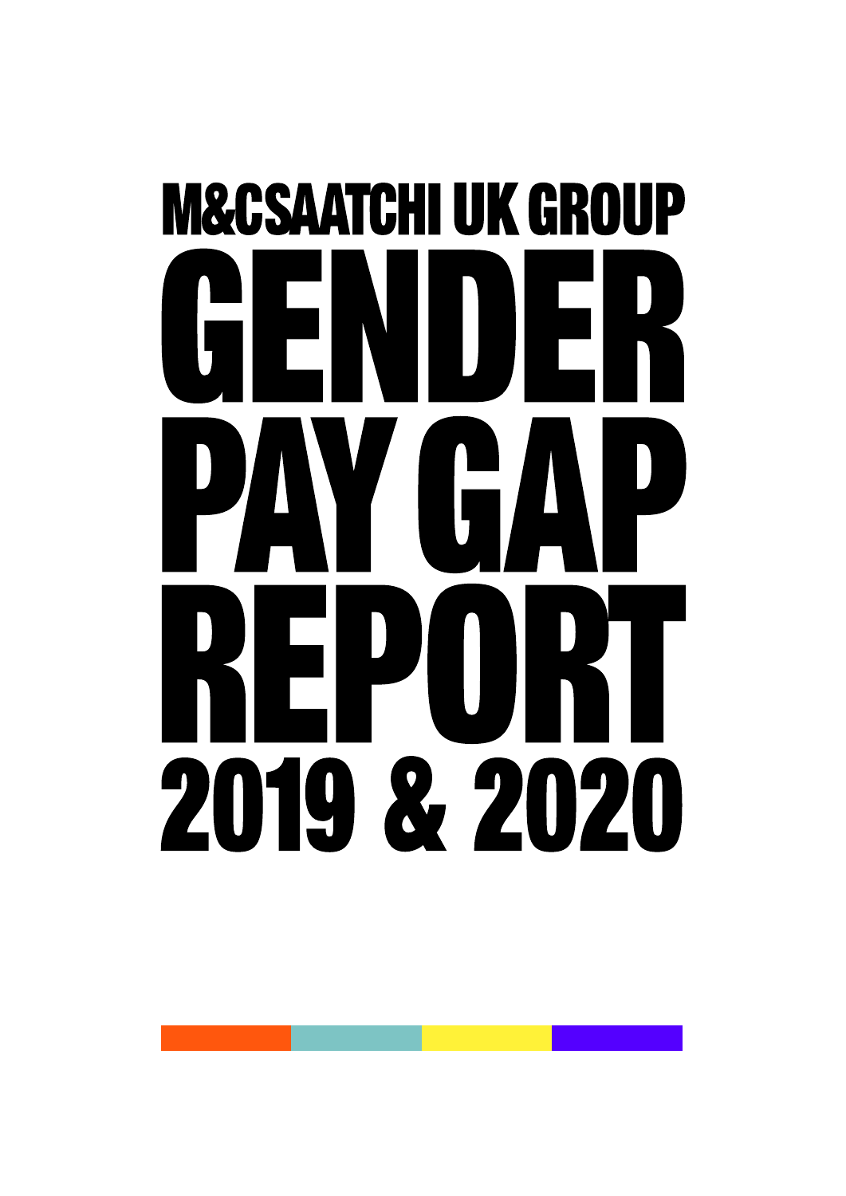# M&CSAATCHI UK GROUP

# GENDER PAY GAP REPORT

# 2019 & 2020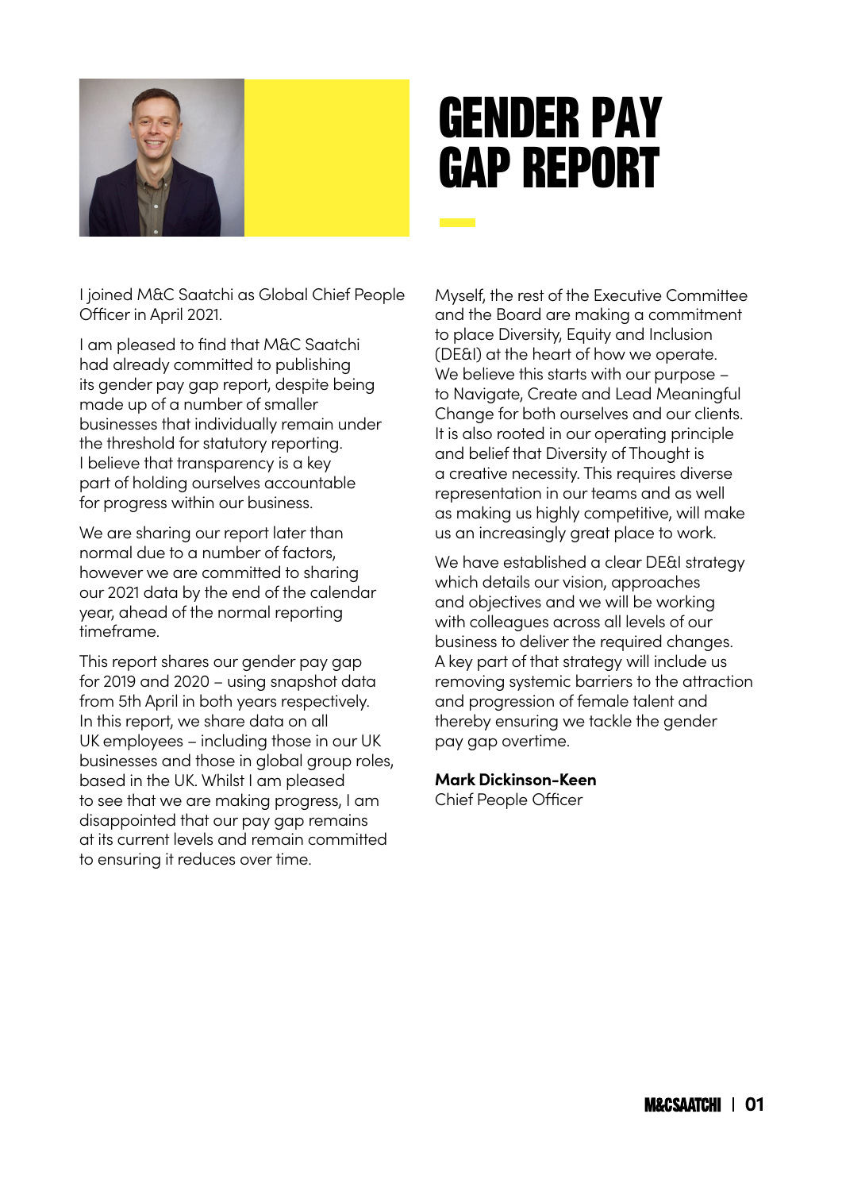# GENDER PAY GAP REPORT

I joined M&C Saatchi as Global Chief People Officer in April 2021.

I am pleased to find that M&C Saatchi had already committed to publishing its gender pay gap report, despite being made up of a number of smaller businesses that individually remain under the threshold for statutory reporting. I believe that transparency is a key part of holding ourselves accountable for progress within our business.

We are sharing our report later than normal due to a number of factors, however we are committed to sharing our 2021 data by the end of the calendar year, ahead of the normal reporting timeframe.

This report shares our gender pay gap for 2019 and 2020 – using snapshot data from 5th April in both years respectively. In this report, we share data on all UK employees – including those in our UK businesses and those in global group roles, based in the UK. Whilst I am pleased to see that we are making progress, I am disappointed that our pay gap remains at its current levels and remain committed to ensuring it reduces over time.

Myself, the rest of the Executive Committee and the Board are making a commitment to place Diversity, Equity and Inclusion (DE&I) at the heart of how we operate. We believe this starts with our purpose – to Navigate, Create and Lead Meaningful Change for both ourselves and our clients. It is also rooted in our operating principle and belief that Diversity of Thought is a creative necessity. This requires diverse representation in our teams and as well as making us highly competitive, will make us an increasingly great place to work.

We have established a clear DE&I strategy which details our vision, approaches and objectives and we will be working with colleagues across all levels of our business to deliver the required changes. A key part of that strategy will include us removing systemic barriers to the attraction and progression of female talent and thereby ensuring we tackle the gender pay gap overtime.

**Mark Dickinson-Keen**
Chief People Officer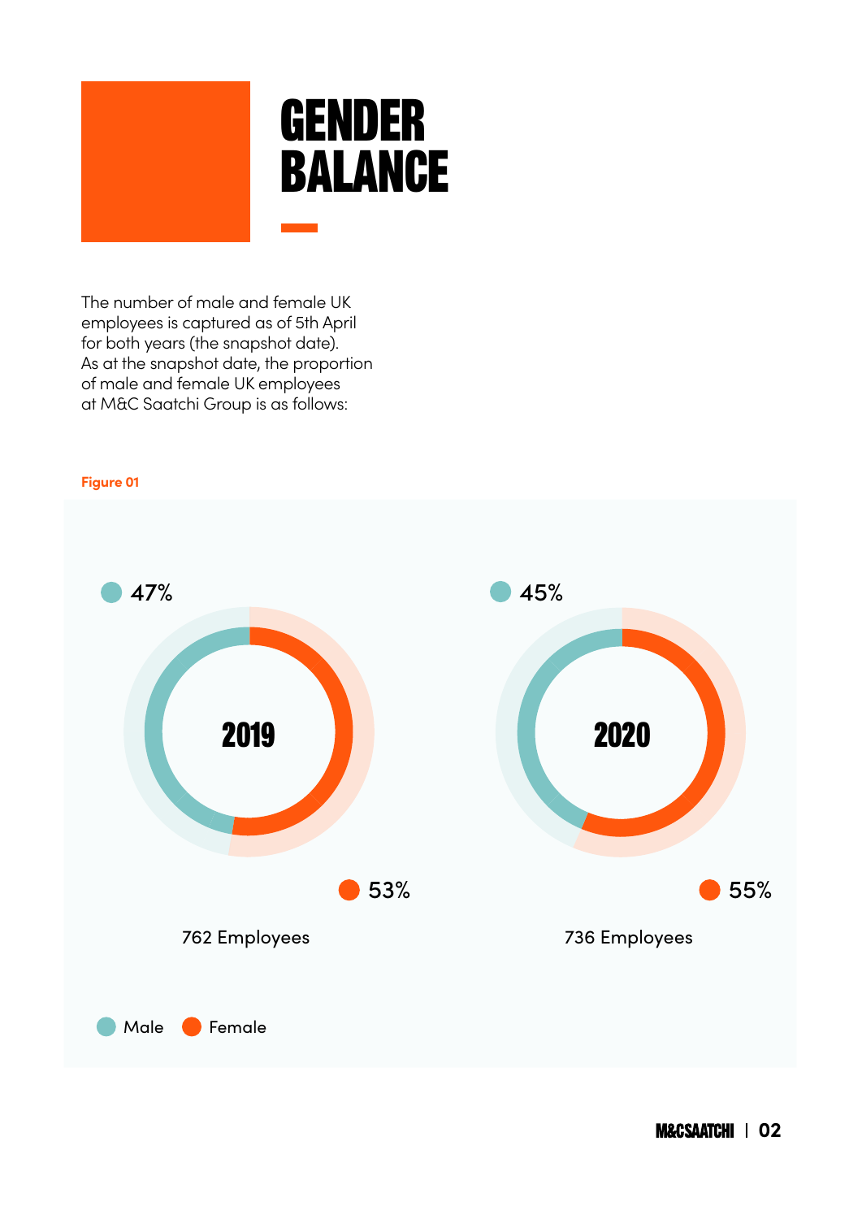# GENDER BALANCE

The number of male and female UK employees is captured as of 5th April for both years (the snapshot date). As at the snapshot date, the proportion of male and female UK employees at M&C Saatchi Group is as follows:

**Figure 01**

| | 2019 | 2020 |
|---|---|---|
| Male | 47% | 45% |
| Female | 53% | 55% |
| Total | 762 Employees | 736 Employees |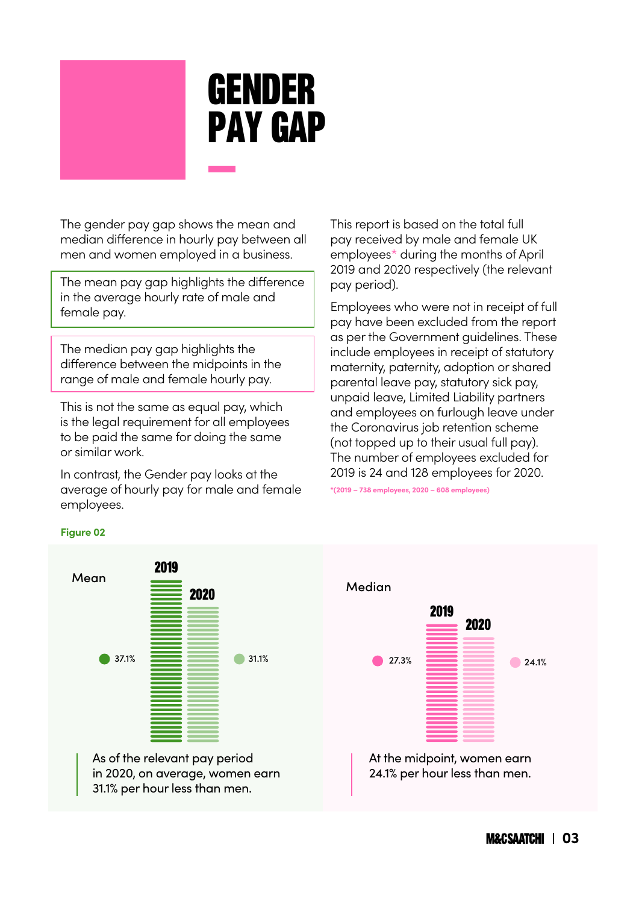# GENDER PAY GAP

The gender pay gap shows the mean and median difference in hourly pay between all men and women employed in a business.

The mean pay gap highlights the difference in the average hourly rate of male and female pay.

The median pay gap highlights the difference between the midpoints in the range of male and female hourly pay.

This is not the same as equal pay, which is the legal requirement for all employees to be paid the same for doing the same or similar work.

In contrast, the Gender pay looks at the average of hourly pay for male and female employees.

This report is based on the total full pay received by male and female UK employees* during the months of April 2019 and 2020 respectively (the relevant pay period).

Employees who were not in receipt of full pay have been excluded from the report as per the Government guidelines. These include employees in receipt of statutory maternity, paternity, adoption or shared parental leave pay, statutory sick pay, unpaid leave, Limited Liability partners and employees on furlough leave under the Coronavirus job retention scheme (not topped up to their usual full pay). The number of employees excluded for 2019 is 24 and 128 employees for 2020.

*(2019 – 738 employees, 2020 – 608 employees)

**Figure 02**

Mean

| | 2019 | 2020 |
|---|---|---|
| Mean | 37.1% | 31.1% |

As of the relevant pay period in 2020, on average, women earn 31.1% per hour less than men.

Median

| | 2019 | 2020 |
|---|---|---|
| Median | 27.3% | 24.1% |

At the midpoint, women earn 24.1% per hour less than men.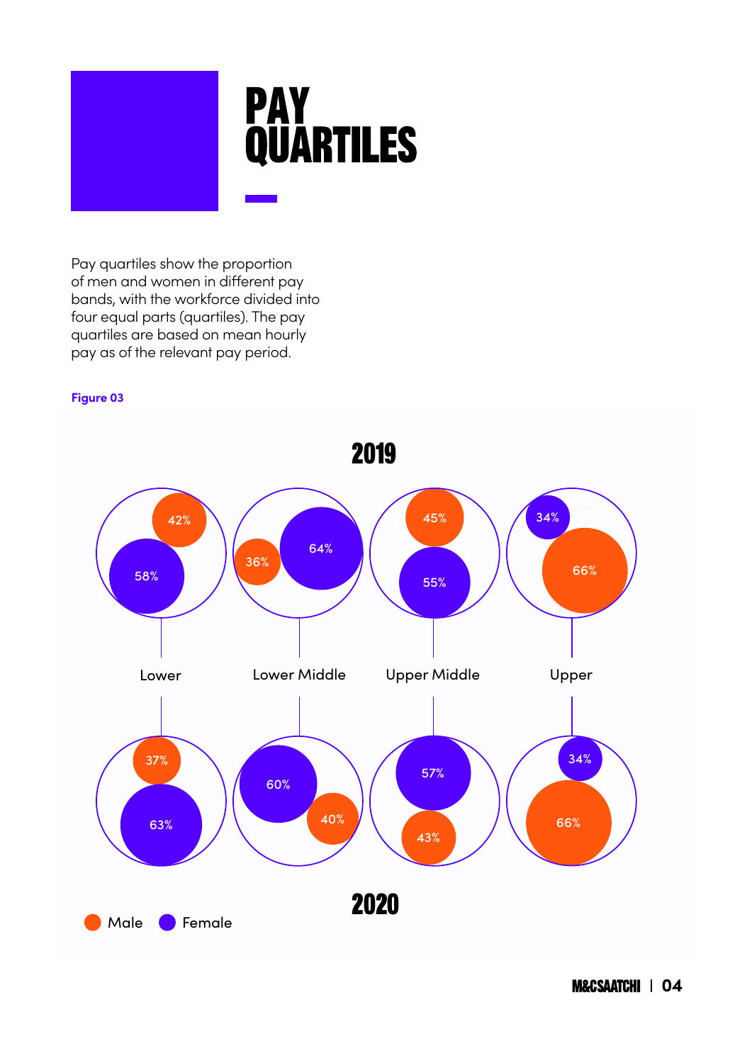# PAY QUARTILES

Pay quartiles show the proportion of men and women in different pay bands, with the workforce divided into four equal parts (quartiles). The pay quartiles are based on mean hourly pay as of the relevant pay period.

**Figure 03**

| Year | Gender | Lower | Lower Middle | Upper Middle | Upper |
|---|---|---|---|---|---|
| 2019 | Male | 42% | 36% | 45% | 66% |
| 2019 | Female | 58% | 64% | 55% | 34% |
| 2020 | Male | 37% | 40% | 43% | 66% |
| 2020 | Female | 63% | 60% | 57% | 34% |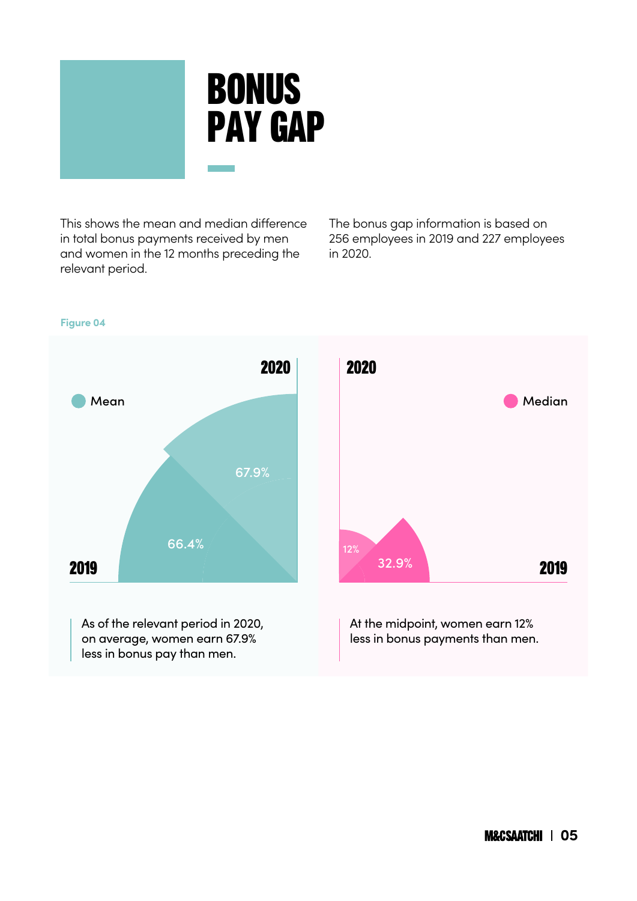# BONUS PAY GAP

This shows the mean and median difference in total bonus payments received by men and women in the 12 months preceding the relevant period.

The bonus gap information is based on 256 employees in 2019 and 227 employees in 2020.

Figure 04

Mean

2020

67.9%

66.4%

2019

As of the relevant period in 2020, on average, women earn 67.9% less in bonus pay than men.

2020

Median

12%

32.9%

2019

At the midpoint, women earn 12% less in bonus payments than men.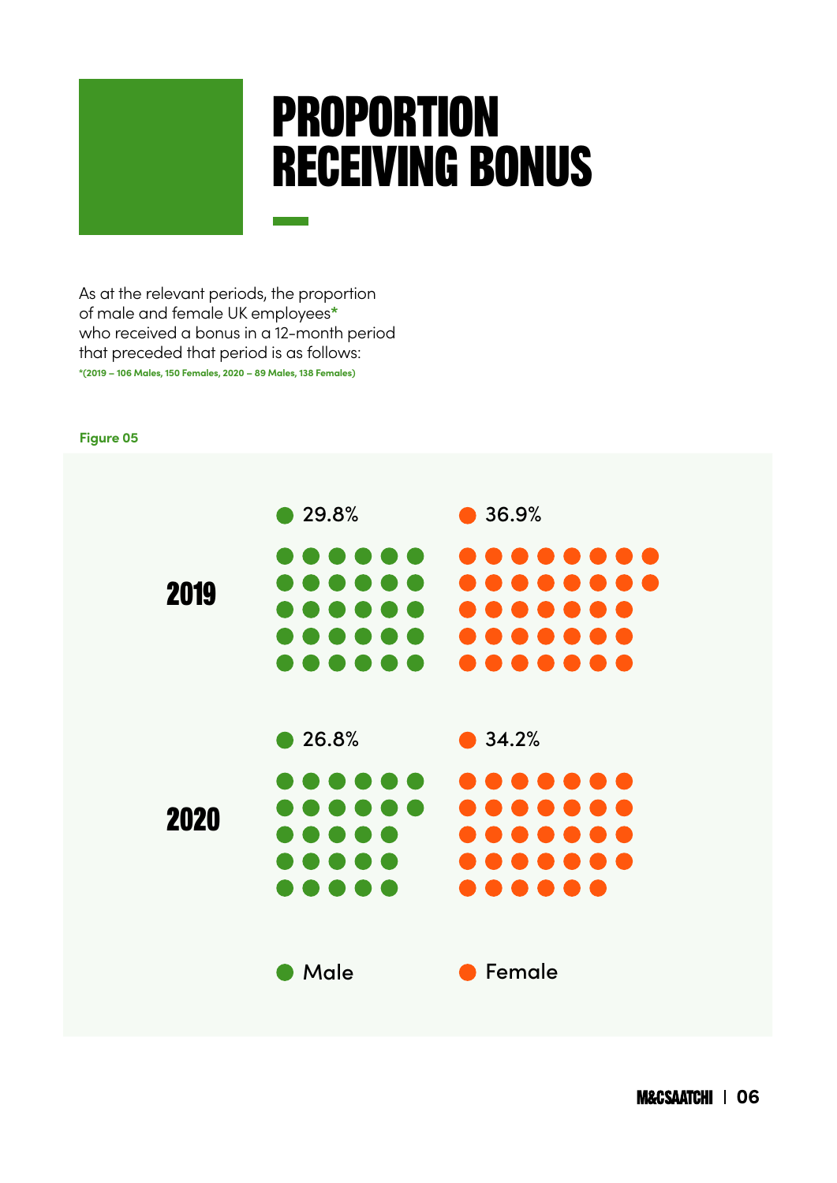# PROPORTION RECEIVING BONUS

As at the relevant periods, the proportion of male and female UK employees* who received a bonus in a 12-month period that preceded that period is as follows:

*(2019 – 106 Males, 150 Females, 2020 – 89 Males, 138 Females)

**Figure 05**

| | Male | Female |
|---|---|---|
| 2019 | 29.8% | 36.9% |
| 2020 | 26.8% | 34.2% |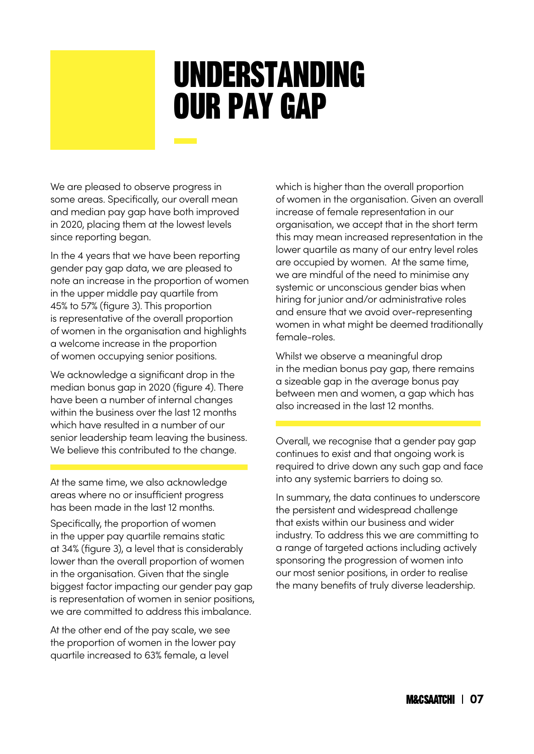# UNDERSTANDING OUR PAY GAP

We are pleased to observe progress in some areas. Specifically, our overall mean and median pay gap have both improved in 2020, placing them at the lowest levels since reporting began.

In the 4 years that we have been reporting gender pay gap data, we are pleased to note an increase in the proportion of women in the upper middle pay quartile from 45% to 57% (figure 3). This proportion is representative of the overall proportion of women in the organisation and highlights a welcome increase in the proportion of women occupying senior positions.

We acknowledge a significant drop in the median bonus gap in 2020 (figure 4). There have been a number of internal changes within the business over the last 12 months which have resulted in a number of our senior leadership team leaving the business. We believe this contributed to the change.

At the same time, we also acknowledge areas where no or insufficient progress has been made in the last 12 months.

Specifically, the proportion of women in the upper pay quartile remains static at 34% (figure 3), a level that is considerably lower than the overall proportion of women in the organisation. Given that the single biggest factor impacting our gender pay gap is representation of women in senior positions, we are committed to address this imbalance.

At the other end of the pay scale, we see the proportion of women in the lower pay quartile increased to 63% female, a level which is higher than the overall proportion of women in the organisation. Given an overall increase of female representation in our organisation, we accept that in the short term this may mean increased representation in the lower quartile as many of our entry level roles are occupied by women. At the same time, we are mindful of the need to minimise any systemic or unconscious gender bias when hiring for junior and/or administrative roles and ensure that we avoid over-representing women in what might be deemed traditionally female-roles.

Whilst we observe a meaningful drop in the median bonus pay gap, there remains a sizeable gap in the average bonus pay between men and women, a gap which has also increased in the last 12 months.

Overall, we recognise that a gender pay gap continues to exist and that ongoing work is required to drive down any such gap and face into any systemic barriers to doing so.

In summary, the data continues to underscore the persistent and widespread challenge that exists within our business and wider industry. To address this we are committing to a range of targeted actions including actively sponsoring the progression of women into our most senior positions, in order to realise the many benefits of truly diverse leadership.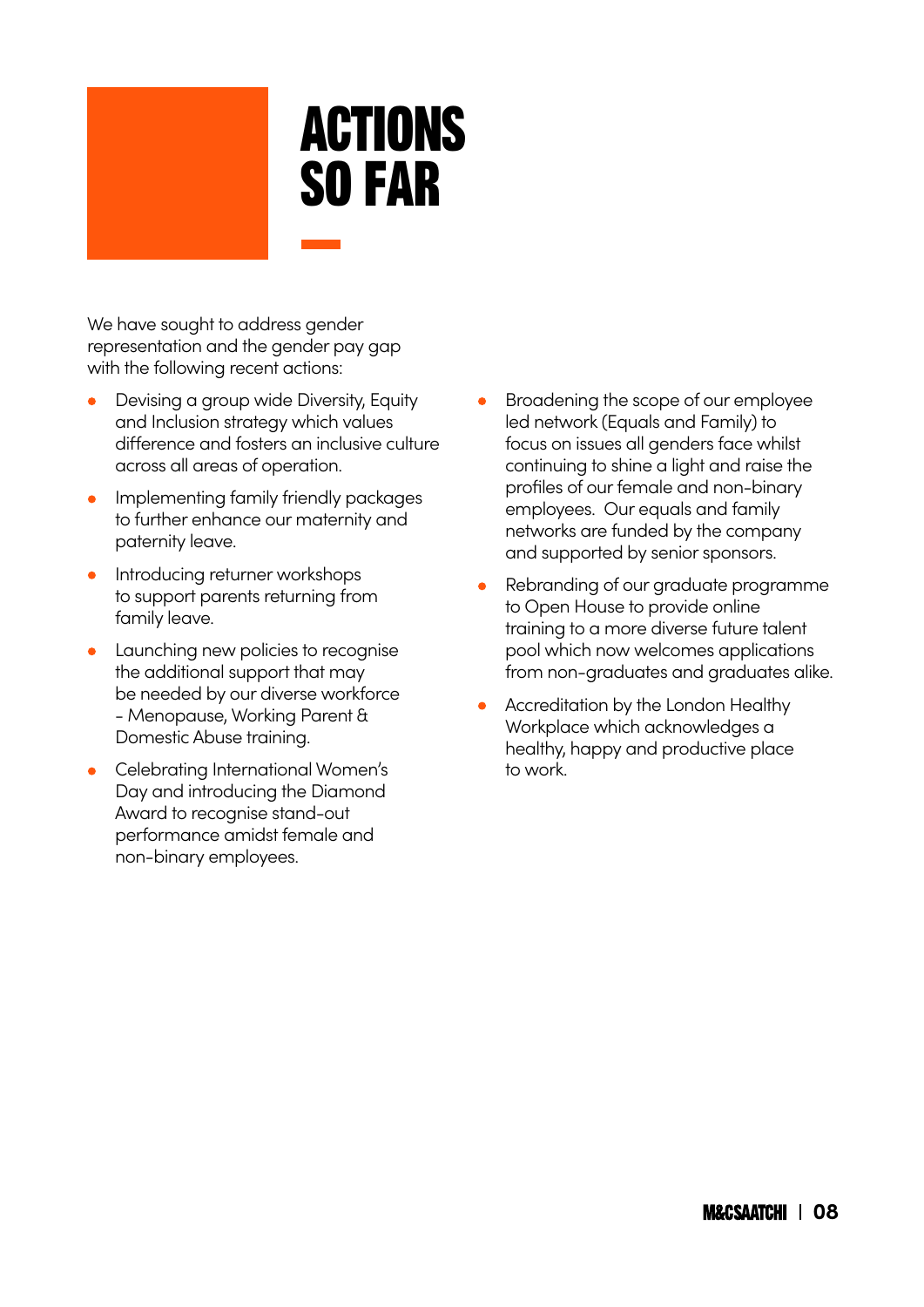# ACTIONS SO FAR

We have sought to address gender representation and the gender pay gap with the following recent actions:

- Devising a group wide Diversity, Equity and Inclusion strategy which values difference and fosters an inclusive culture across all areas of operation.
- Implementing family friendly packages to further enhance our maternity and paternity leave.
- Introducing returner workshops to support parents returning from family leave.
- Launching new policies to recognise the additional support that may be needed by our diverse workforce - Menopause, Working Parent & Domestic Abuse training.
- Celebrating International Women's Day and introducing the Diamond Award to recognise stand-out performance amidst female and non-binary employees.
- Broadening the scope of our employee led network (Equals and Family) to focus on issues all genders face whilst continuing to shine a light and raise the profiles of our female and non-binary employees. Our equals and family networks are funded by the company and supported by senior sponsors.
- Rebranding of our graduate programme to Open House to provide online training to a more diverse future talent pool which now welcomes applications from non-graduates and graduates alike.
- Accreditation by the London Healthy Workplace which acknowledges a healthy, happy and productive place to work.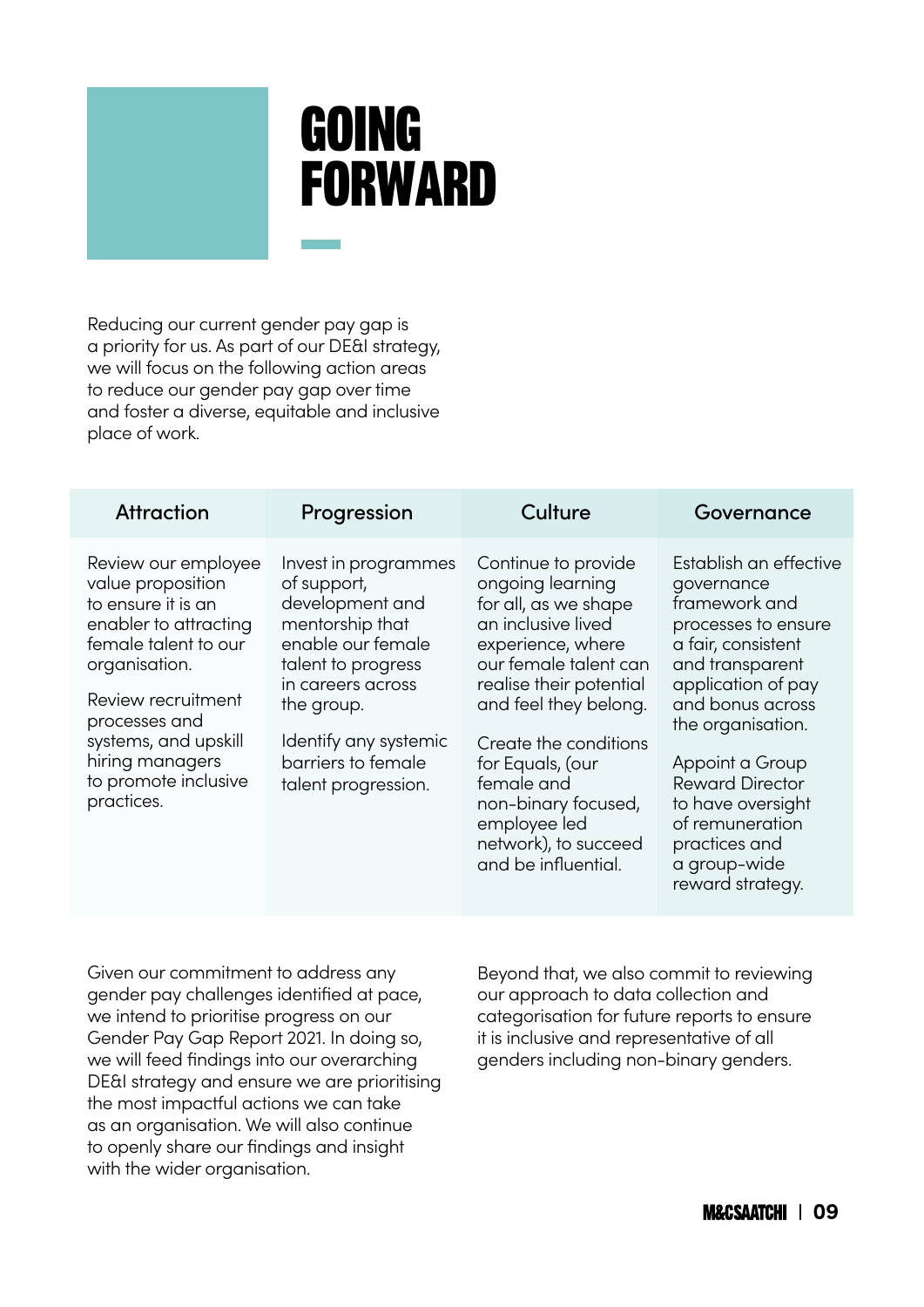# GOING FORWARD

Reducing our current gender pay gap is a priority for us. As part of our DE&I strategy, we will focus on the following action areas to reduce our gender pay gap over time and foster a diverse, equitable and inclusive place of work.

| Attraction | Progression | Culture | Governance |
|---|---|---|---|
| Review our employee value proposition to ensure it is an enabler to attracting female talent to our organisation.<br><br>Review recruitment processes and systems, and upskill hiring managers to promote inclusive practices. | Invest in programmes of support, development and mentorship that enable our female talent to progress in careers across the group.<br><br>Identify any systemic barriers to female talent progression. | Continue to provide ongoing learning for all, as we shape an inclusive lived experience, where our female talent can realise their potential and feel they belong.<br><br>Create the conditions for Equals, (our female and non-binary focused, employee led network), to succeed and be influential. | Establish an effective governance framework and processes to ensure a fair, consistent and transparent application of pay and bonus across the organisation.<br><br>Appoint a Group Reward Director to have oversight of remuneration practices and a group-wide reward strategy. |

Given our commitment to address any gender pay challenges identified at pace, we intend to prioritise progress on our Gender Pay Gap Report 2021. In doing so, we will feed findings into our overarching DE&I strategy and ensure we are prioritising the most impactful actions we can take as an organisation. We will also continue to openly share our findings and insight with the wider organisation.

Beyond that, we also commit to reviewing our approach to data collection and categorisation for future reports to ensure it is inclusive and representative of all genders including non-binary genders.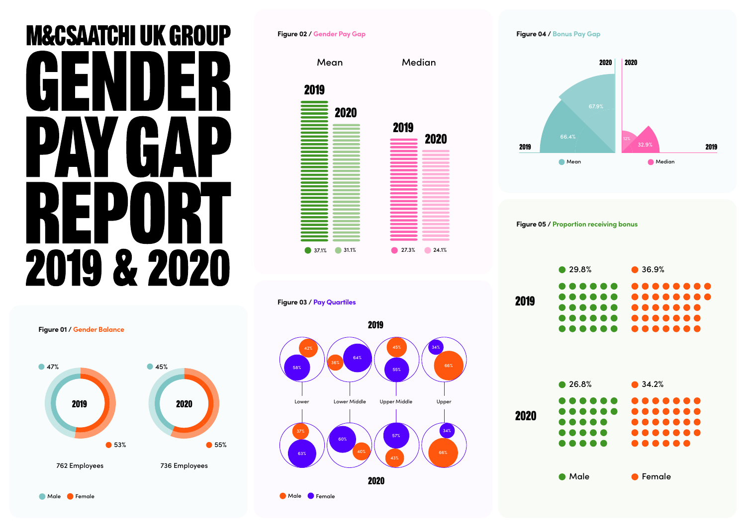# M&CSAATCHI UK GROUP GENDER PAY GAP REPORT 2019 & 2020

Figure 01 / Gender Balance

47%
2019
53%
762 Employees

45%
2020
55%
736 Employees

Male
Female

Figure 02 / Gender Pay Gap

Mean
2019
2020
37.1%
31.1%

Median
2019
2020
27.3%
24.1%

Figure 03 / Pay Quartiles

2019

42%
58%
Lower

36%
64%
Lower Middle

45%
55%
Upper Middle

34%
66%
Upper

37%
63%

60%
40%

57%
43%

34%
66%

2020

Male
Female

Figure 04 / Bonus Pay Gap

2020
67.9%
66.4%
2019
Mean

2020
12%
32.9%
2019
Median

Figure 05 / Proportion receiving bonus

2019
29.8%
36.9%

2020
26.8%
34.2%

Male
Female